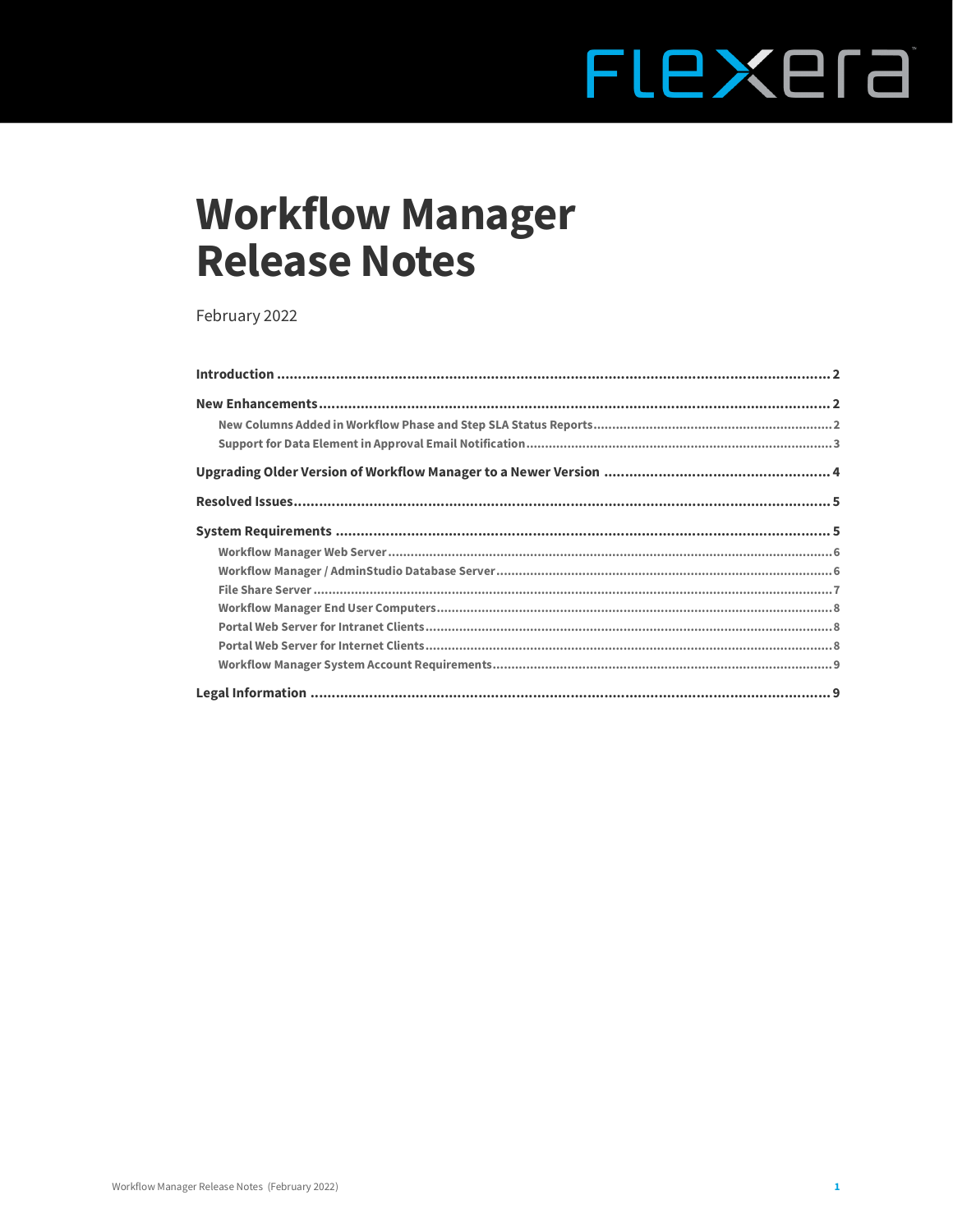# Workflow Manager Release Notes

February 2022

**Introduction** .......... 2

**New Enhancements** .......... 2

- New Columns Added in Workflow Phase and Step SLA Status Reports .......... 2
- Support for Data Element in Approval Email Notification .......... 3

**Upgrading Older Version of Workflow Manager to a Newer Version** .......... 4

**Resolved Issues** .......... 5

**System Requirements** .......... 5

- Workflow Manager Web Server .......... 6
- Workflow Manager / AdminStudio Database Server .......... 6
- File Share Server .......... 7
- Workflow Manager End User Computers .......... 8
- Portal Web Server for Intranet Clients .......... 8
- Portal Web Server for Internet Clients .......... 8
- Workflow Manager System Account Requirements .......... 9

**Legal Information** .......... 9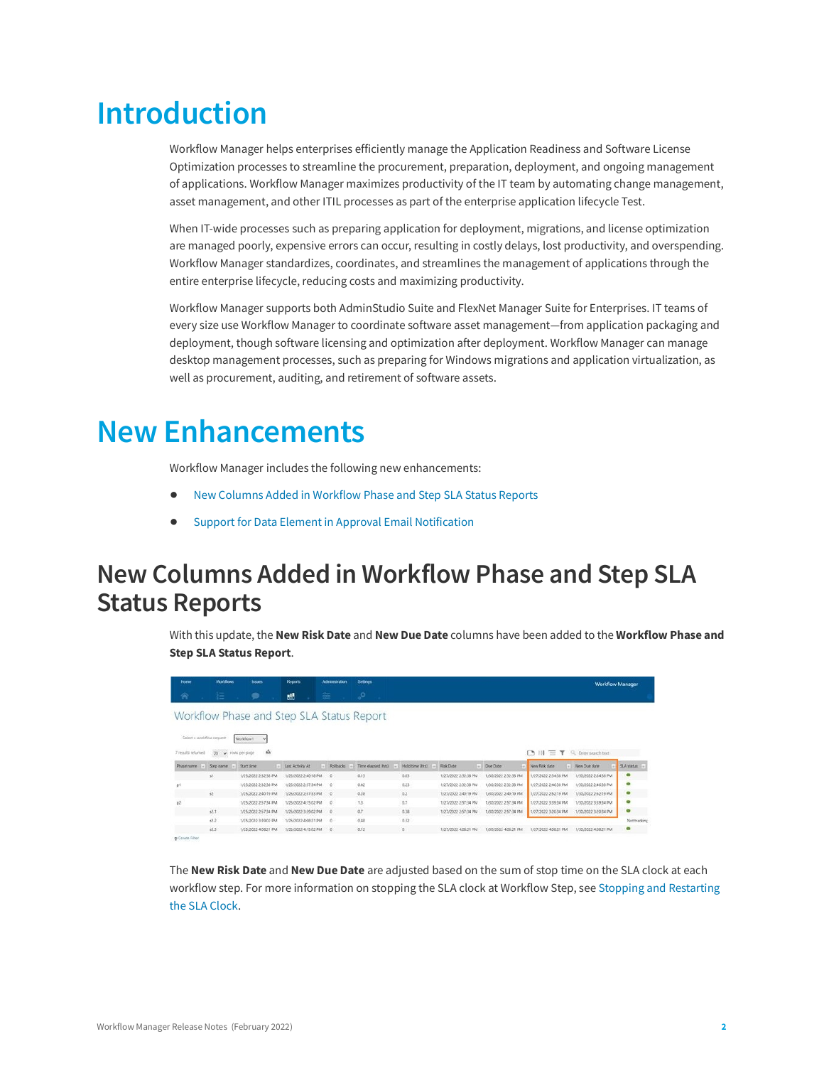# Introduction

Workflow Manager helps enterprises efficiently manage the Application Readiness and Software License Optimization processes to streamline the procurement, preparation, deployment, and ongoing management of applications. Workflow Manager maximizes productivity of the IT team by automating change management, asset management, and other ITIL processes as part of the enterprise application lifecycle Test.

When IT-wide processes such as preparing application for deployment, migrations, and license optimization are managed poorly, expensive errors can occur, resulting in costly delays, lost productivity, and overspending. Workflow Manager standardizes, coordinates, and streamlines the management of applications through the entire enterprise lifecycle, reducing costs and maximizing productivity.

Workflow Manager supports both AdminStudio Suite and FlexNet Manager Suite for Enterprises. IT teams of every size use Workflow Manager to coordinate software asset management—from application packaging and deployment, though software licensing and optimization after deployment. Workflow Manager can manage desktop management processes, such as preparing for Windows migrations and application virtualization, as well as procurement, auditing, and retirement of software assets.

# New Enhancements

Workflow Manager includes the following new enhancements:

- New Columns Added in Workflow Phase and Step SLA Status Reports
- Support for Data Element in Approval Email Notification

## New Columns Added in Workflow Phase and Step SLA Status Reports

With this update, the **New Risk Date** and **New Due Date** columns have been added to the **Workflow Phase and Step SLA Status Report**.

The **New Risk Date** and **New Due Date** are adjusted based on the sum of stop time on the SLA clock at each workflow step. For more information on stopping the SLA clock at Workflow Step, see Stopping and Restarting the SLA Clock.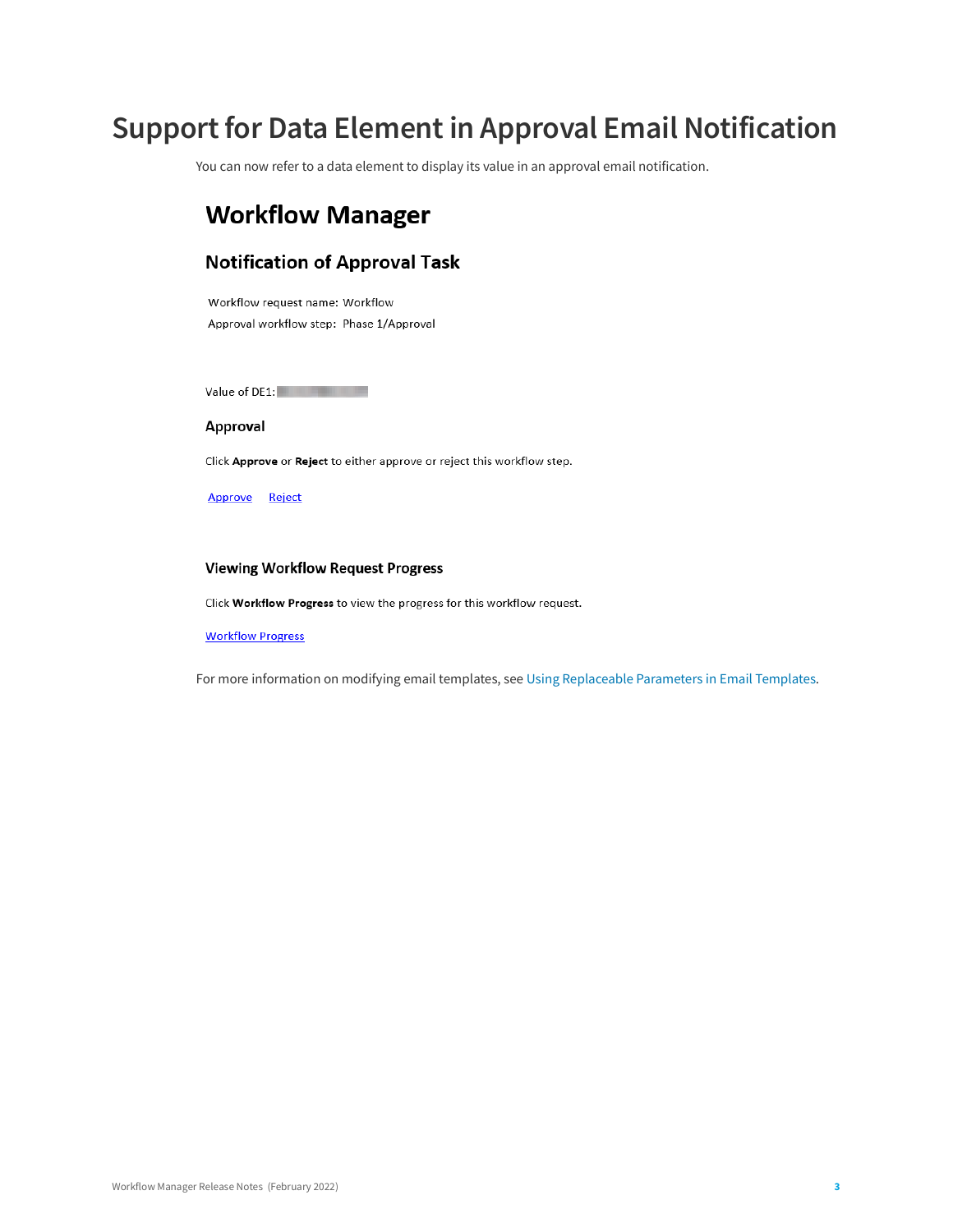# Support for Data Element in Approval Email Notification

You can now refer to a data element to display its value in an approval email notification.

## Workflow Manager

### Notification of Approval Task

Workflow request name: Workflow

Approval workflow step: Phase 1/Approval

Value of DE1:

#### Approval

Click **Approve** or **Reject** to either approve or reject this workflow step.

Approve Reject

#### Viewing Workflow Request Progress

Click **Workflow Progress** to view the progress for this workflow request.

Workflow Progress

For more information on modifying email templates, see Using Replaceable Parameters in Email Templates.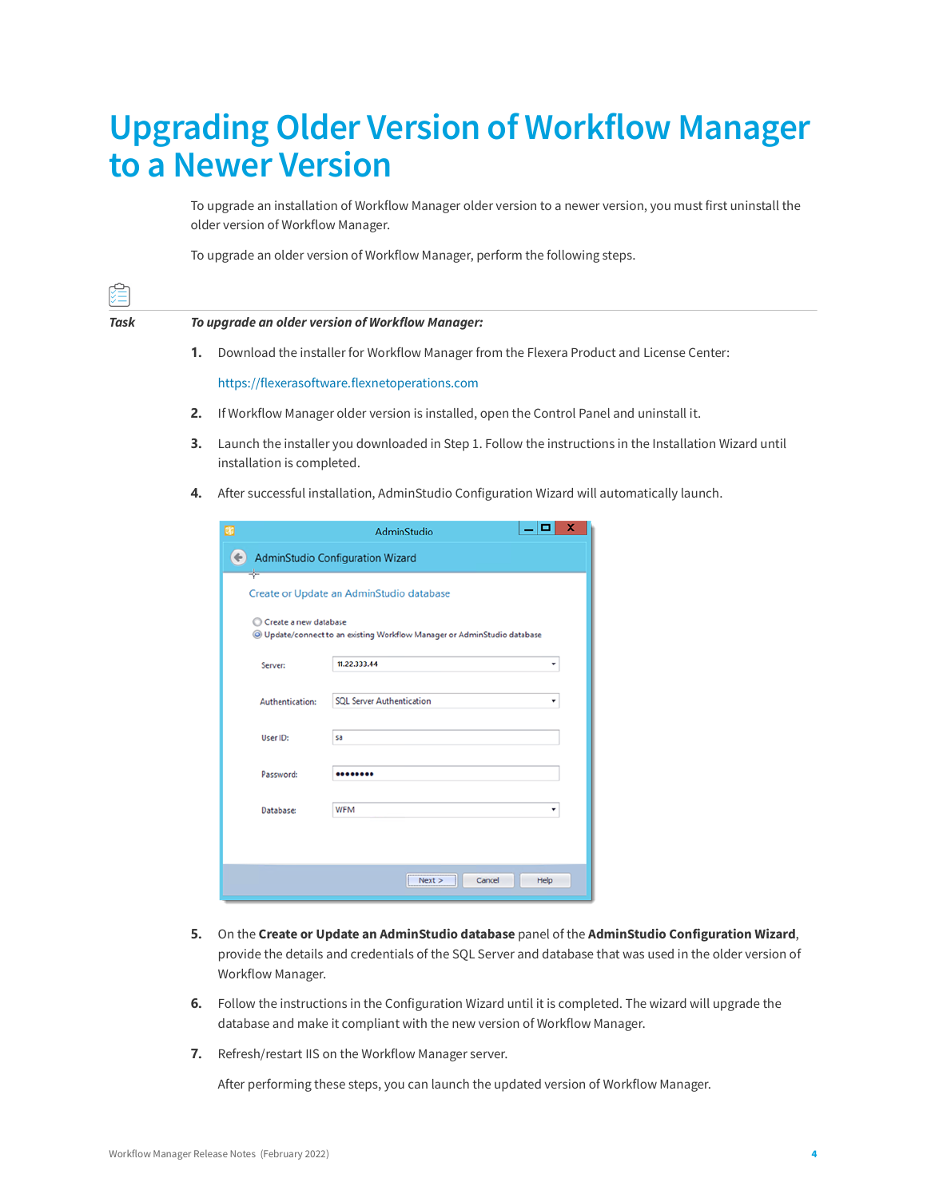# Upgrading Older Version of Workflow Manager to a Newer Version

To upgrade an installation of Workflow Manager older version to a newer version, you must first uninstall the older version of Workflow Manager.

To upgrade an older version of Workflow Manager, perform the following steps.

***Task*** ***To upgrade an older version of Workflow Manager:***

1. Download the installer for Workflow Manager from the Flexera Product and License Center:

   https://flexerasoftware.flexnetoperations.com

2. If Workflow Manager older version is installed, open the Control Panel and uninstall it.
3. Launch the installer you downloaded in Step 1. Follow the instructions in the Installation Wizard until installation is completed.
4. After successful installation, AdminStudio Configuration Wizard will automatically launch.

5. On the **Create or Update an AdminStudio database** panel of the **AdminStudio Configuration Wizard**, provide the details and credentials of the SQL Server and database that was used in the older version of Workflow Manager.
6. Follow the instructions in the Configuration Wizard until it is completed. The wizard will upgrade the database and make it compliant with the new version of Workflow Manager.
7. Refresh/restart IIS on the Workflow Manager server.

   After performing these steps, you can launch the updated version of Workflow Manager.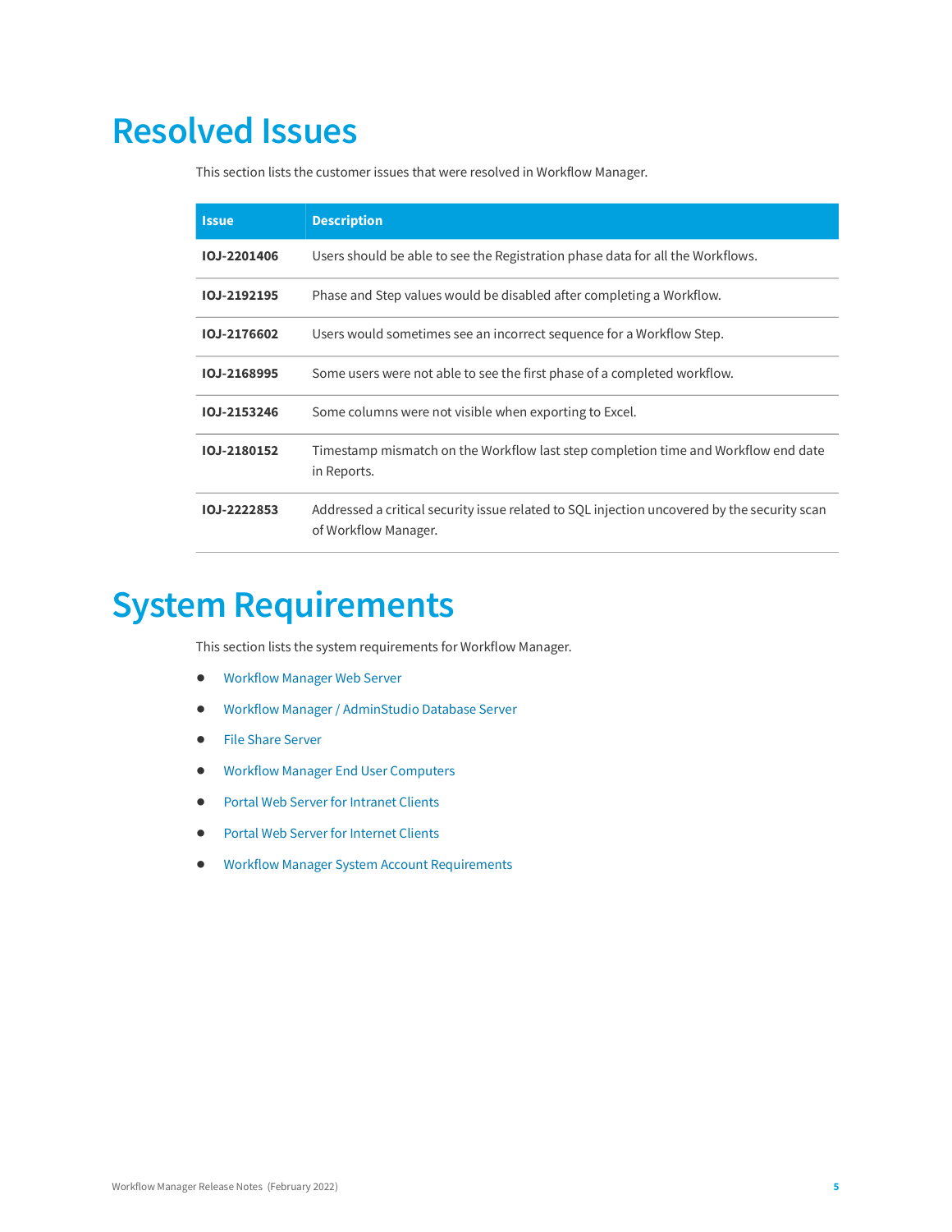# Resolved Issues

This section lists the customer issues that were resolved in Workflow Manager.

| Issue | Description |
|---|---|
| **IOJ-2201406** | Users should be able to see the Registration phase data for all the Workflows. |
| **IOJ-2192195** | Phase and Step values would be disabled after completing a Workflow. |
| **IOJ-2176602** | Users would sometimes see an incorrect sequence for a Workflow Step. |
| **IOJ-2168995** | Some users were not able to see the first phase of a completed workflow. |
| **IOJ-2153246** | Some columns were not visible when exporting to Excel. |
| **IOJ-2180152** | Timestamp mismatch on the Workflow last step completion time and Workflow end date in Reports. |
| **IOJ-2222853** | Addressed a critical security issue related to SQL injection uncovered by the security scan of Workflow Manager. |

# System Requirements

This section lists the system requirements for Workflow Manager.

- Workflow Manager Web Server
- Workflow Manager / AdminStudio Database Server
- File Share Server
- Workflow Manager End User Computers
- Portal Web Server for Intranet Clients
- Portal Web Server for Internet Clients
- Workflow Manager System Account Requirements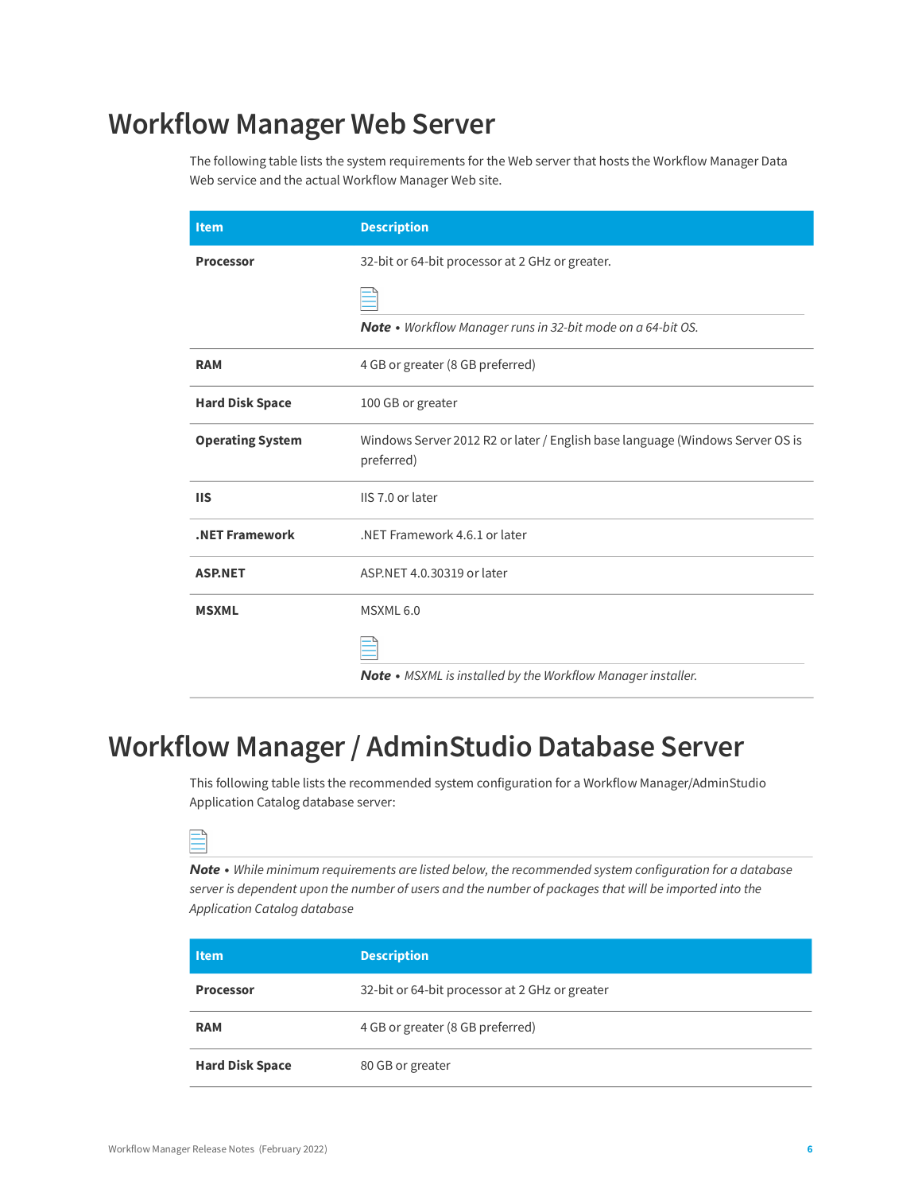# Workflow Manager Web Server

The following table lists the system requirements for the Web server that hosts the Workflow Manager Data Web service and the actual Workflow Manager Web site.

| Item | Description |
| --- | --- |
| **Processor** | 32-bit or 64-bit processor at 2 GHz or greater.<br><br>***Note •*** *Workflow Manager runs in 32-bit mode on a 64-bit OS.* |
| **RAM** | 4 GB or greater (8 GB preferred) |
| **Hard Disk Space** | 100 GB or greater |
| **Operating System** | Windows Server 2012 R2 or later / English base language (Windows Server OS is preferred) |
| **IIS** | IIS 7.0 or later |
| **.NET Framework** | .NET Framework 4.6.1 or later |
| **ASP.NET** | ASP.NET 4.0.30319 or later |
| **MSXML** | MSXML 6.0<br><br>***Note •*** *MSXML is installed by the Workflow Manager installer.* |

# Workflow Manager / AdminStudio Database Server

This following table lists the recommended system configuration for a Workflow Manager/AdminStudio Application Catalog database server:

***Note •*** *While minimum requirements are listed below, the recommended system configuration for a database server is dependent upon the number of users and the number of packages that will be imported into the Application Catalog database*

| Item | Description |
| --- | --- |
| **Processor** | 32-bit or 64-bit processor at 2 GHz or greater |
| **RAM** | 4 GB or greater (8 GB preferred) |
| **Hard Disk Space** | 80 GB or greater |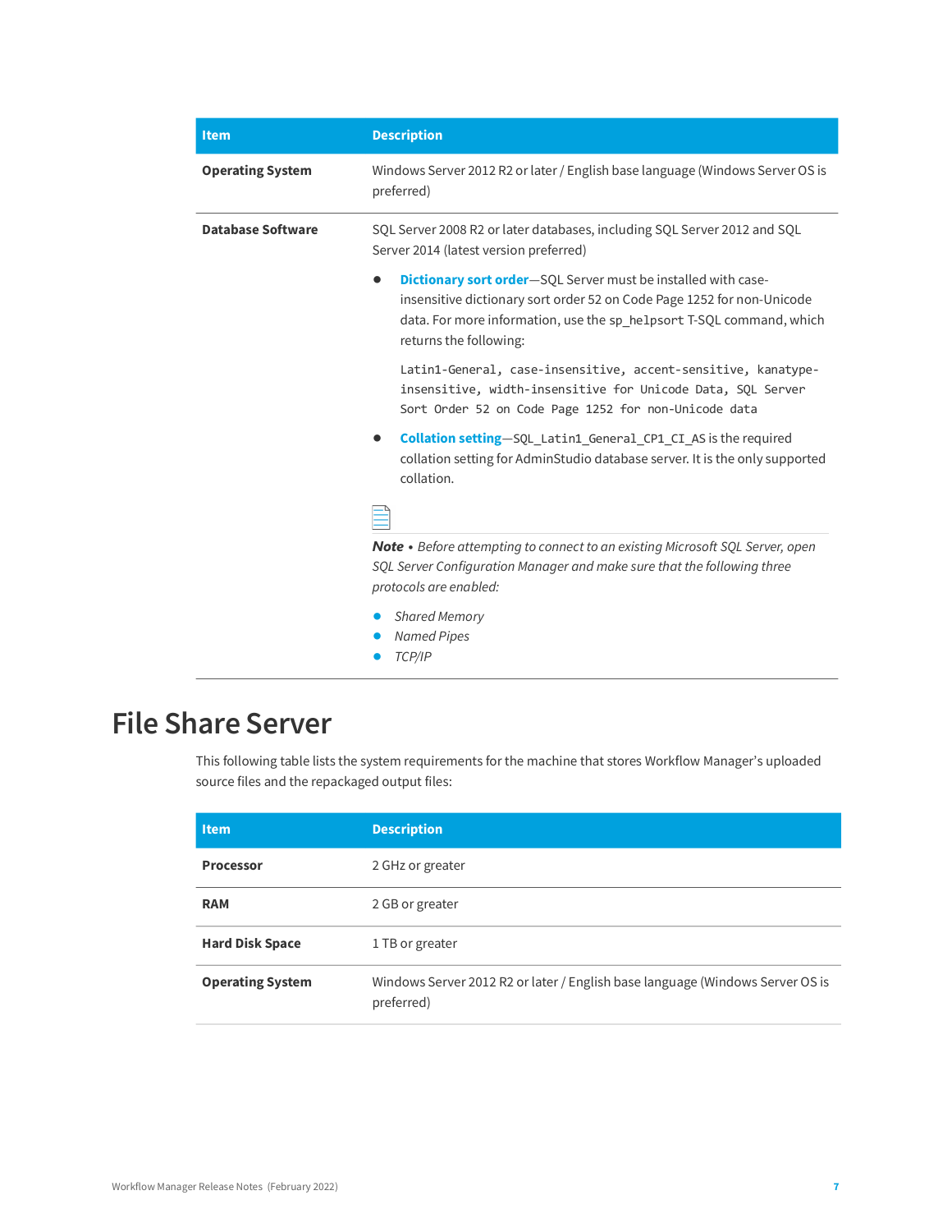| Item | Description |
| --- | --- |
| **Operating System** | Windows Server 2012 R2 or later / English base language (Windows Server OS is preferred) |
| **Database Software** | SQL Server 2008 R2 or later databases, including SQL Server 2012 and SQL Server 2014 (latest version preferred)<br><br>• **Dictionary sort order**—SQL Server must be installed with case-insensitive dictionary sort order 52 on Code Page 1252 for non-Unicode data. For more information, use the `sp_helpsort` T-SQL command, which returns the following:<br><br>`Latin1-General, case-insensitive, accent-sensitive, kanatype-insensitive, width-insensitive for Unicode Data, SQL Server Sort Order 52 on Code Page 1252 for non-Unicode data`<br><br>• **Collation setting**—`SQL_Latin1_General_CP1_CI_AS` is the required collation setting for AdminStudio database server. It is the only supported collation.<br><br>***Note** • Before attempting to connect to an existing Microsoft SQL Server, open SQL Server Configuration Manager and make sure that the following three protocols are enabled:*<br><br>• *Shared Memory*<br>• *Named Pipes*<br>• *TCP/IP* |

# File Share Server

This following table lists the system requirements for the machine that stores Workflow Manager's uploaded source files and the repackaged output files:

| Item | Description |
| --- | --- |
| **Processor** | 2 GHz or greater |
| **RAM** | 2 GB or greater |
| **Hard Disk Space** | 1 TB or greater |
| **Operating System** | Windows Server 2012 R2 or later / English base language (Windows Server OS is preferred) |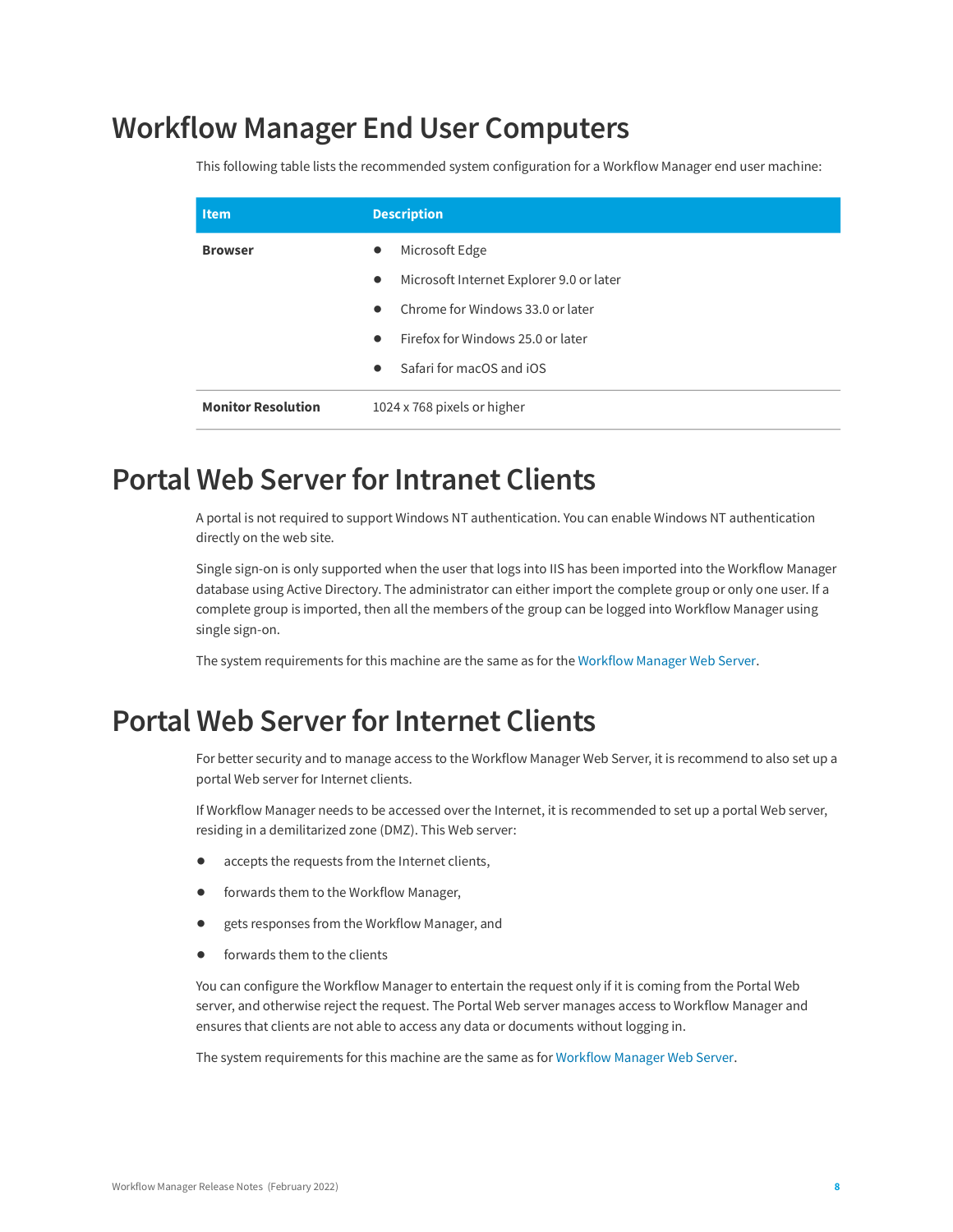# Workflow Manager End User Computers

This following table lists the recommended system configuration for a Workflow Manager end user machine:

| Item | Description |
| --- | --- |
| **Browser** | • Microsoft Edge<br>• Microsoft Internet Explorer 9.0 or later<br>• Chrome for Windows 33.0 or later<br>• Firefox for Windows 25.0 or later<br>• Safari for macOS and iOS |
| **Monitor Resolution** | 1024 x 768 pixels or higher |

# Portal Web Server for Intranet Clients

A portal is not required to support Windows NT authentication. You can enable Windows NT authentication directly on the web site.

Single sign-on is only supported when the user that logs into IIS has been imported into the Workflow Manager database using Active Directory. The administrator can either import the complete group or only one user. If a complete group is imported, then all the members of the group can be logged into Workflow Manager using single sign-on.

The system requirements for this machine are the same as for the Workflow Manager Web Server.

# Portal Web Server for Internet Clients

For better security and to manage access to the Workflow Manager Web Server, it is recommend to also set up a portal Web server for Internet clients.

If Workflow Manager needs to be accessed over the Internet, it is recommended to set up a portal Web server, residing in a demilitarized zone (DMZ). This Web server:

- accepts the requests from the Internet clients,
- forwards them to the Workflow Manager,
- gets responses from the Workflow Manager, and
- forwards them to the clients

You can configure the Workflow Manager to entertain the request only if it is coming from the Portal Web server, and otherwise reject the request. The Portal Web server manages access to Workflow Manager and ensures that clients are not able to access any data or documents without logging in.

The system requirements for this machine are the same as for Workflow Manager Web Server.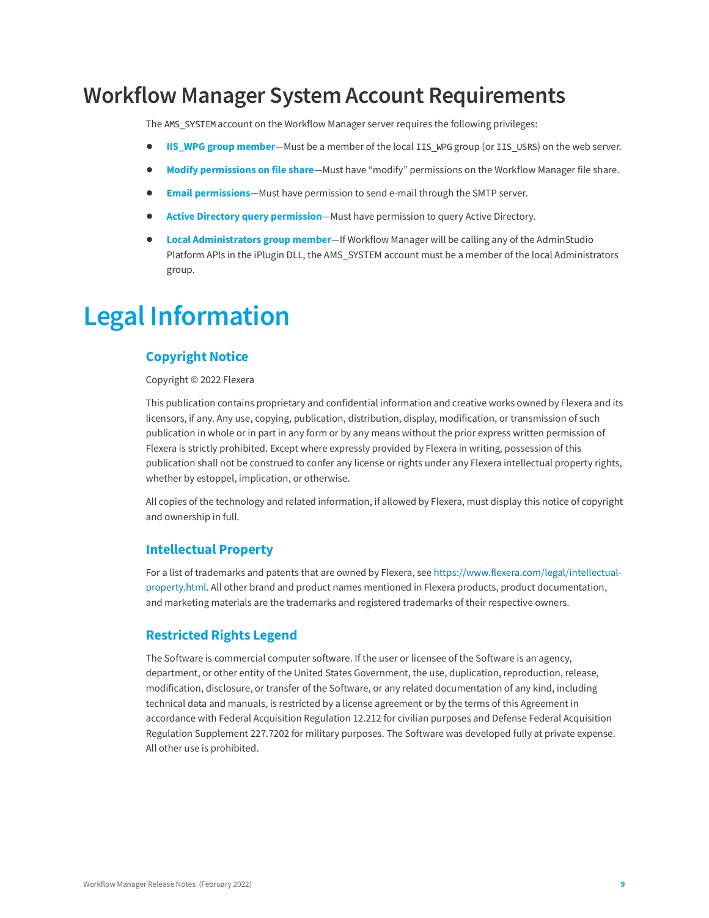## Workflow Manager System Account Requirements

The `AMS_SYSTEM` account on the Workflow Manager server requires the following privileges:

- **IIS_WPG group member**—Must be a member of the local `IIS_WPG` group (or `IIS_USRS`) on the web server.
- **Modify permissions on file share**—Must have “modify” permissions on the Workflow Manager file share.
- **Email permissions**—Must have permission to send e-mail through the SMTP server.
- **Active Directory query permission**—Must have permission to query Active Directory.
- **Local Administrators group member**—If Workflow Manager will be calling any of the AdminStudio Platform APIs in the iPlugin DLL, the AMS_SYSTEM account must be a member of the local Administrators group.

# Legal Information

### Copyright Notice

Copyright © 2022 Flexera

This publication contains proprietary and confidential information and creative works owned by Flexera and its licensors, if any. Any use, copying, publication, distribution, display, modification, or transmission of such publication in whole or in part in any form or by any means without the prior express written permission of Flexera is strictly prohibited. Except where expressly provided by Flexera in writing, possession of this publication shall not be construed to confer any license or rights under any Flexera intellectual property rights, whether by estoppel, implication, or otherwise.

All copies of the technology and related information, if allowed by Flexera, must display this notice of copyright and ownership in full.

### Intellectual Property

For a list of trademarks and patents that are owned by Flexera, see https://www.flexera.com/legal/intellectual-property.html. All other brand and product names mentioned in Flexera products, product documentation, and marketing materials are the trademarks and registered trademarks of their respective owners.

### Restricted Rights Legend

The Software is commercial computer software. If the user or licensee of the Software is an agency, department, or other entity of the United States Government, the use, duplication, reproduction, release, modification, disclosure, or transfer of the Software, or any related documentation of any kind, including technical data and manuals, is restricted by a license agreement or by the terms of this Agreement in accordance with Federal Acquisition Regulation 12.212 for civilian purposes and Defense Federal Acquisition Regulation Supplement 227.7202 for military purposes. The Software was developed fully at private expense. All other use is prohibited.